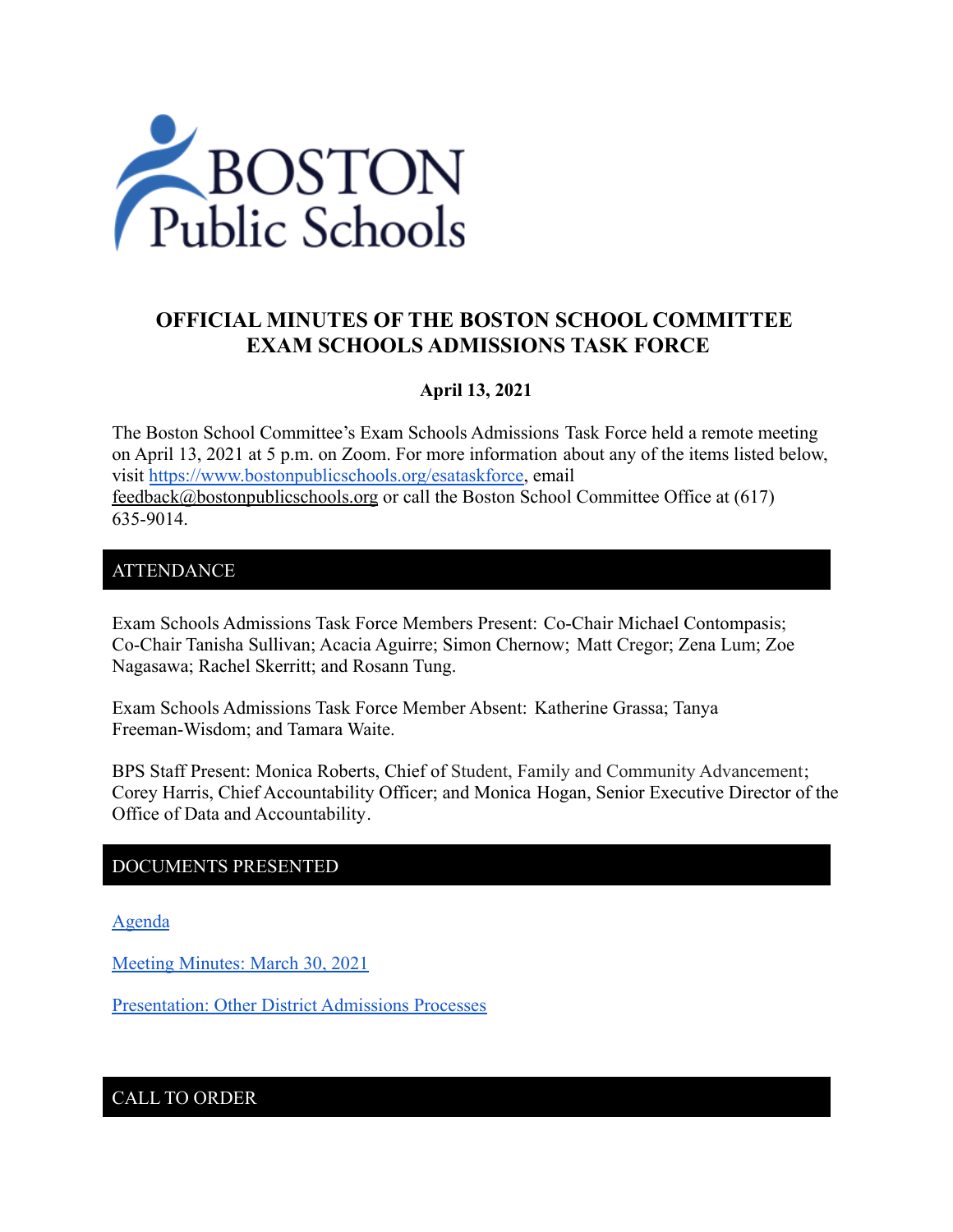# OFFICIAL MINUTES OF THE BOSTON SCHOOL COMMITTEE EXAM SCHOOLS ADMISSIONS TASK FORCE

**April 13, 2021**

The Boston School Committee's Exam Schools Admissions Task Force held a remote meeting on April 13, 2021 at 5 p.m. on Zoom. For more information about any of the items listed below, visit https://www.bostonpublicschools.org/esataskforce, email feedback@bostonpublicschools.org or call the Boston School Committee Office at (617) 635-9014.

## ATTENDANCE

Exam Schools Admissions Task Force Members Present: Co-Chair Michael Contompasis; Co-Chair Tanisha Sullivan; Acacia Aguirre; Simon Chernow; Matt Cregor; Zena Lum; Zoe Nagasawa; Rachel Skerritt; and Rosann Tung.

Exam Schools Admissions Task Force Member Absent: Katherine Grassa; Tanya Freeman-Wisdom; and Tamara Waite.

BPS Staff Present: Monica Roberts, Chief of Student, Family and Community Advancement; Corey Harris, Chief Accountability Officer; and Monica Hogan, Senior Executive Director of the Office of Data and Accountability.

## DOCUMENTS PRESENTED

Agenda

Meeting Minutes: March 30, 2021

Presentation: Other District Admissions Processes

## CALL TO ORDER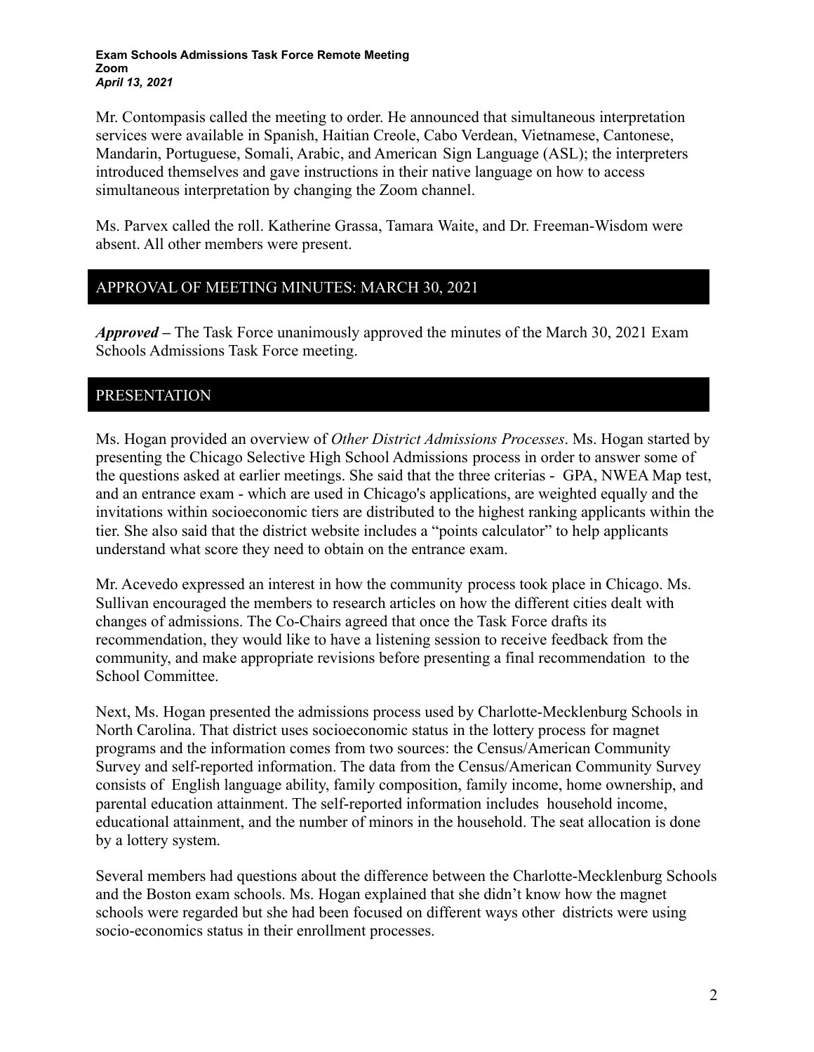**Exam Schools Admissions Task Force Remote Meeting**
**Zoom**
***April 13, 2021***

Mr. Contompasis called the meeting to order. He announced that simultaneous interpretation services were available in Spanish, Haitian Creole, Cabo Verdean, Vietnamese, Cantonese, Mandarin, Portuguese, Somali, Arabic, and American Sign Language (ASL); the interpreters introduced themselves and gave instructions in their native language on how to access simultaneous interpretation by changing the Zoom channel.

Ms. Parvex called the roll. Katherine Grassa, Tamara Waite, and Dr. Freeman-Wisdom were absent. All other members were present.

## APPROVAL OF MEETING MINUTES: MARCH 30, 2021

***Approved –*** The Task Force unanimously approved the minutes of the March 30, 2021 Exam Schools Admissions Task Force meeting.

## PRESENTATION

Ms. Hogan provided an overview of *Other District Admissions Processes*. Ms. Hogan started by presenting the Chicago Selective High School Admissions process in order to answer some of the questions asked at earlier meetings. She said that the three criterias - GPA, NWEA Map test, and an entrance exam - which are used in Chicago's applications, are weighted equally and the invitations within socioeconomic tiers are distributed to the highest ranking applicants within the tier. She also said that the district website includes a "points calculator" to help applicants understand what score they need to obtain on the entrance exam.

Mr. Acevedo expressed an interest in how the community process took place in Chicago. Ms. Sullivan encouraged the members to research articles on how the different cities dealt with changes of admissions. The Co-Chairs agreed that once the Task Force drafts its recommendation, they would like to have a listening session to receive feedback from the community, and make appropriate revisions before presenting a final recommendation to the School Committee.

Next, Ms. Hogan presented the admissions process used by Charlotte-Mecklenburg Schools in North Carolina. That district uses socioeconomic status in the lottery process for magnet programs and the information comes from two sources: the Census/American Community Survey and self-reported information. The data from the Census/American Community Survey consists of English language ability, family composition, family income, home ownership, and parental education attainment. The self-reported information includes household income, educational attainment, and the number of minors in the household. The seat allocation is done by a lottery system.

Several members had questions about the difference between the Charlotte-Mecklenburg Schools and the Boston exam schools. Ms. Hogan explained that she didn't know how the magnet schools were regarded but she had been focused on different ways other districts were using socio-economics status in their enrollment processes.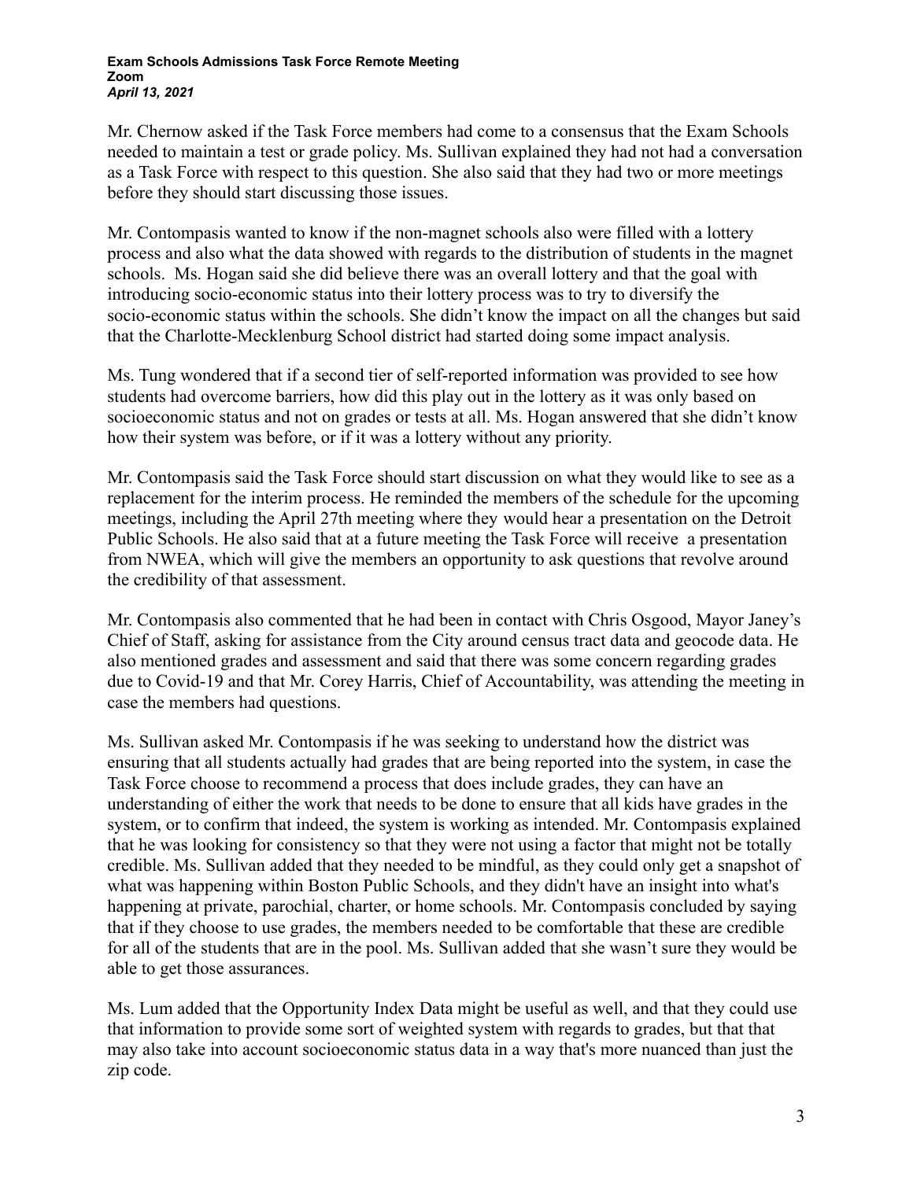Mr. Chernow asked if the Task Force members had come to a consensus that the Exam Schools needed to maintain a test or grade policy. Ms. Sullivan explained they had not had a conversation as a Task Force with respect to this question. She also said that they had two or more meetings before they should start discussing those issues.

Mr. Contompasis wanted to know if the non-magnet schools also were filled with a lottery process and also what the data showed with regards to the distribution of students in the magnet schools. Ms. Hogan said she did believe there was an overall lottery and that the goal with introducing socio-economic status into their lottery process was to try to diversify the socio-economic status within the schools. She didn't know the impact on all the changes but said that the Charlotte-Mecklenburg School district had started doing some impact analysis.

Ms. Tung wondered that if a second tier of self-reported information was provided to see how students had overcome barriers, how did this play out in the lottery as it was only based on socioeconomic status and not on grades or tests at all. Ms. Hogan answered that she didn't know how their system was before, or if it was a lottery without any priority.

Mr. Contompasis said the Task Force should start discussion on what they would like to see as a replacement for the interim process. He reminded the members of the schedule for the upcoming meetings, including the April 27th meeting where they would hear a presentation on the Detroit Public Schools. He also said that at a future meeting the Task Force will receive a presentation from NWEA, which will give the members an opportunity to ask questions that revolve around the credibility of that assessment.

Mr. Contompasis also commented that he had been in contact with Chris Osgood, Mayor Janey's Chief of Staff, asking for assistance from the City around census tract data and geocode data. He also mentioned grades and assessment and said that there was some concern regarding grades due to Covid-19 and that Mr. Corey Harris, Chief of Accountability, was attending the meeting in case the members had questions.

Ms. Sullivan asked Mr. Contompasis if he was seeking to understand how the district was ensuring that all students actually had grades that are being reported into the system, in case the Task Force choose to recommend a process that does include grades, they can have an understanding of either the work that needs to be done to ensure that all kids have grades in the system, or to confirm that indeed, the system is working as intended. Mr. Contompasis explained that he was looking for consistency so that they were not using a factor that might not be totally credible. Ms. Sullivan added that they needed to be mindful, as they could only get a snapshot of what was happening within Boston Public Schools, and they didn't have an insight into what's happening at private, parochial, charter, or home schools. Mr. Contompasis concluded by saying that if they choose to use grades, the members needed to be comfortable that these are credible for all of the students that are in the pool. Ms. Sullivan added that she wasn't sure they would be able to get those assurances.

Ms. Lum added that the Opportunity Index Data might be useful as well, and that they could use that information to provide some sort of weighted system with regards to grades, but that that may also take into account socioeconomic status data in a way that's more nuanced than just the zip code.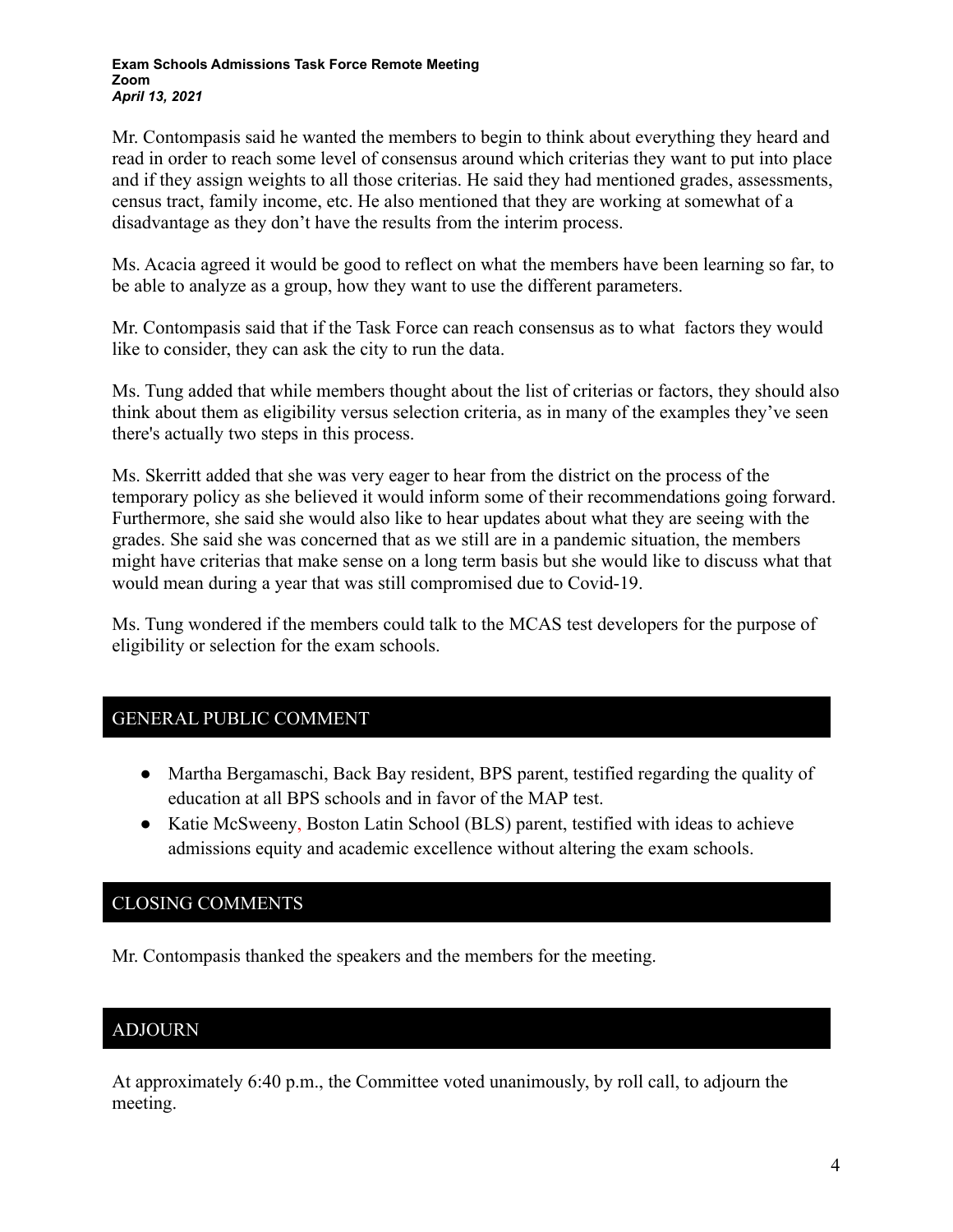Mr. Contompasis said he wanted the members to begin to think about everything they heard and read in order to reach some level of consensus around which criterias they want to put into place and if they assign weights to all those criterias. He said they had mentioned grades, assessments, census tract, family income, etc. He also mentioned that they are working at somewhat of a disadvantage as they don't have the results from the interim process.

Ms. Acacia agreed it would be good to reflect on what the members have been learning so far, to be able to analyze as a group, how they want to use the different parameters.

Mr. Contompasis said that if the Task Force can reach consensus as to what factors they would like to consider, they can ask the city to run the data.

Ms. Tung added that while members thought about the list of criterias or factors, they should also think about them as eligibility versus selection criteria, as in many of the examples they've seen there's actually two steps in this process.

Ms. Skerritt added that she was very eager to hear from the district on the process of the temporary policy as she believed it would inform some of their recommendations going forward. Furthermore, she said she would also like to hear updates about what they are seeing with the grades. She said she was concerned that as we still are in a pandemic situation, the members might have criterias that make sense on a long term basis but she would like to discuss what that would mean during a year that was still compromised due to Covid-19.

Ms. Tung wondered if the members could talk to the MCAS test developers for the purpose of eligibility or selection for the exam schools.

## GENERAL PUBLIC COMMENT

- Martha Bergamaschi, Back Bay resident, BPS parent, testified regarding the quality of education at all BPS schools and in favor of the MAP test.
- Katie McSweeny, Boston Latin School (BLS) parent, testified with ideas to achieve admissions equity and academic excellence without altering the exam schools.

## CLOSING COMMENTS

Mr. Contompasis thanked the speakers and the members for the meeting.

## ADJOURN

At approximately 6:40 p.m., the Committee voted unanimously, by roll call, to adjourn the meeting.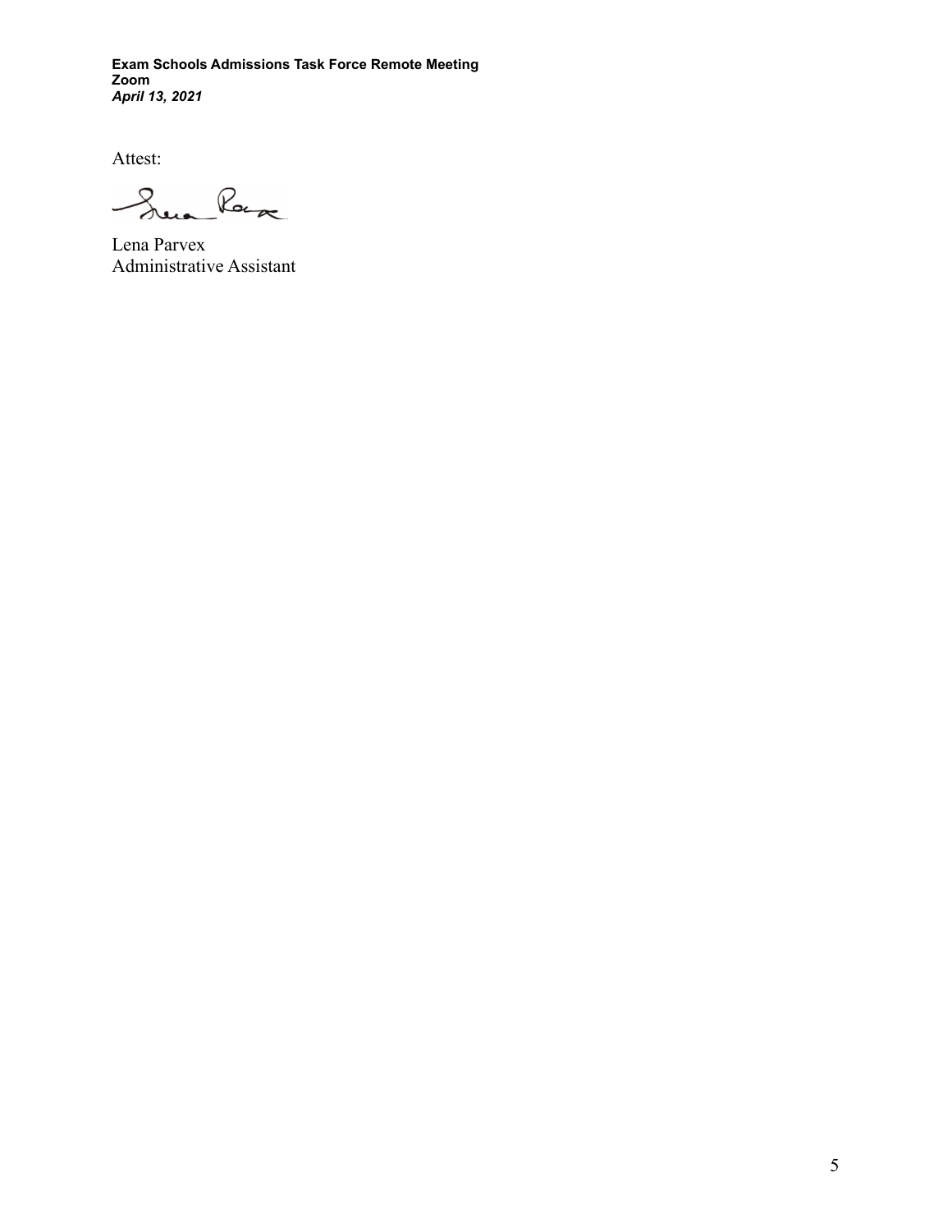Attest:

Lena Parvex
Administrative Assistant